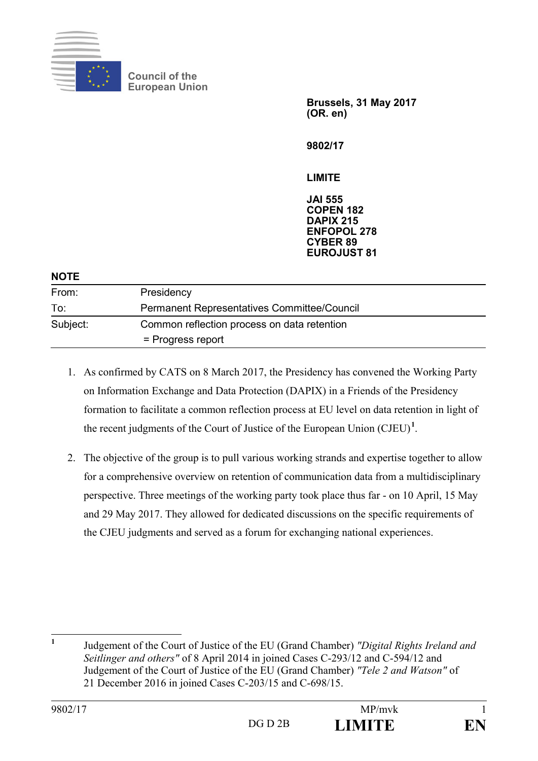Council of the European Union

**Brussels, 31 May 2017**
**(OR. en)**

**9802/17**

**LIMITE**

**JAI 555**
**COPEN 182**
**DAPIX 215**
**ENFOPOL 278**
**CYBER 89**
**EUROJUST 81**

**NOTE**

| | |
|---|---|
| From: | Presidency |
| To: | Permanent Representatives Committee/Council |
| Subject: | Common reflection process on data retention<br>= Progress report |

1. As confirmed by CATS on 8 March 2017, the Presidency has convened the Working Party on Information Exchange and Data Protection (DAPIX) in a Friends of the Presidency formation to facilitate a common reflection process at EU level on data retention in light of the recent judgments of the Court of Justice of the European Union (CJEU)[1].

2. The objective of the group is to pull various working strands and expertise together to allow for a comprehensive overview on retention of communication data from a multidisciplinary perspective. Three meetings of the working party took place thus far - on 10 April, 15 May and 29 May 2017. They allowed for dedicated discussions on the specific requirements of the CJEU judgments and served as a forum for exchanging national experiences.

[1] Judgement of the Court of Justice of the EU (Grand Chamber) *"Digital Rights Ireland and Seitlinger and others"* of 8 April 2014 in joined Cases C-293/12 and C-594/12 and Judgement of the Court of Justice of the EU (Grand Chamber) *"Tele 2 and Watson"* of 21 December 2016 in joined Cases C-203/15 and C-698/15.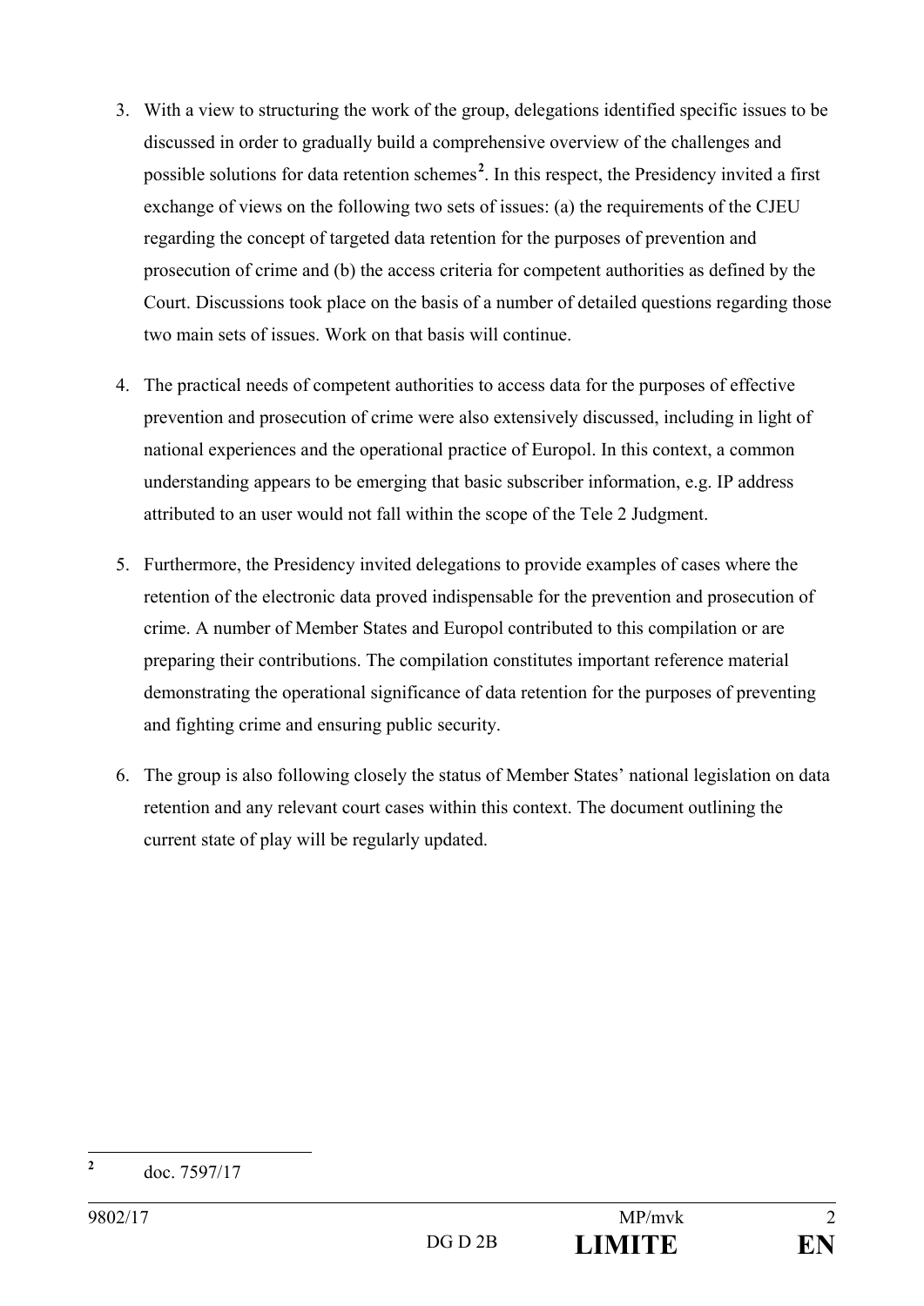3. With a view to structuring the work of the group, delegations identified specific issues to be discussed in order to gradually build a comprehensive overview of the challenges and possible solutions for data retention schemes[2]. In this respect, the Presidency invited a first exchange of views on the following two sets of issues: (a) the requirements of the CJEU regarding the concept of targeted data retention for the purposes of prevention and prosecution of crime and (b) the access criteria for competent authorities as defined by the Court. Discussions took place on the basis of a number of detailed questions regarding those two main sets of issues. Work on that basis will continue.

4. The practical needs of competent authorities to access data for the purposes of effective prevention and prosecution of crime were also extensively discussed, including in light of national experiences and the operational practice of Europol. In this context, a common understanding appears to be emerging that basic subscriber information, e.g. IP address attributed to an user would not fall within the scope of the Tele 2 Judgment.

5. Furthermore, the Presidency invited delegations to provide examples of cases where the retention of the electronic data proved indispensable for the prevention and prosecution of crime. A number of Member States and Europol contributed to this compilation or are preparing their contributions. The compilation constitutes important reference material demonstrating the operational significance of data retention for the purposes of preventing and fighting crime and ensuring public security.

6. The group is also following closely the status of Member States' national legislation on data retention and any relevant court cases within this context. The document outlining the current state of play will be regularly updated.

[2] doc. 7597/17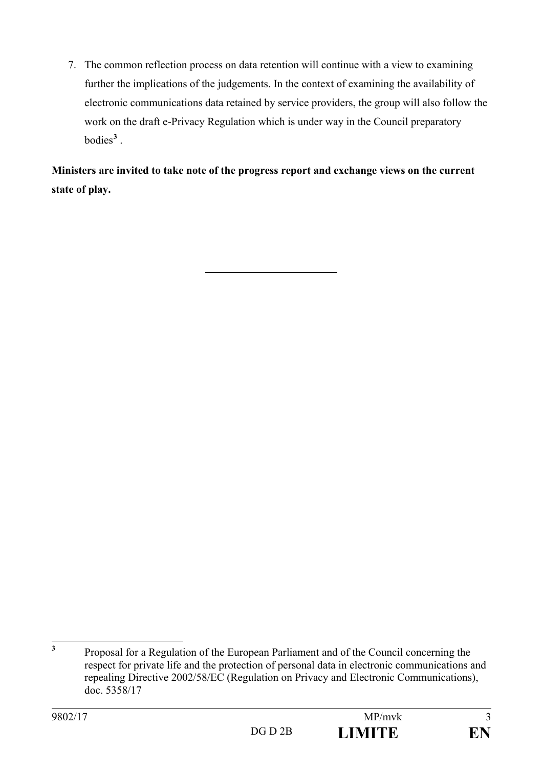7. The common reflection process on data retention will continue with a view to examining further the implications of the judgements. In the context of examining the availability of electronic communications data retained by service providers, the group will also follow the work on the draft e-Privacy Regulation which is under way in the Council preparatory bodies[3] .

**Ministers are invited to take note of the progress report and exchange views on the current state of play.**

---

[3] Proposal for a Regulation of the European Parliament and of the Council concerning the respect for private life and the protection of personal data in electronic communications and repealing Directive 2002/58/EC (Regulation on Privacy and Electronic Communications), doc. 5358/17